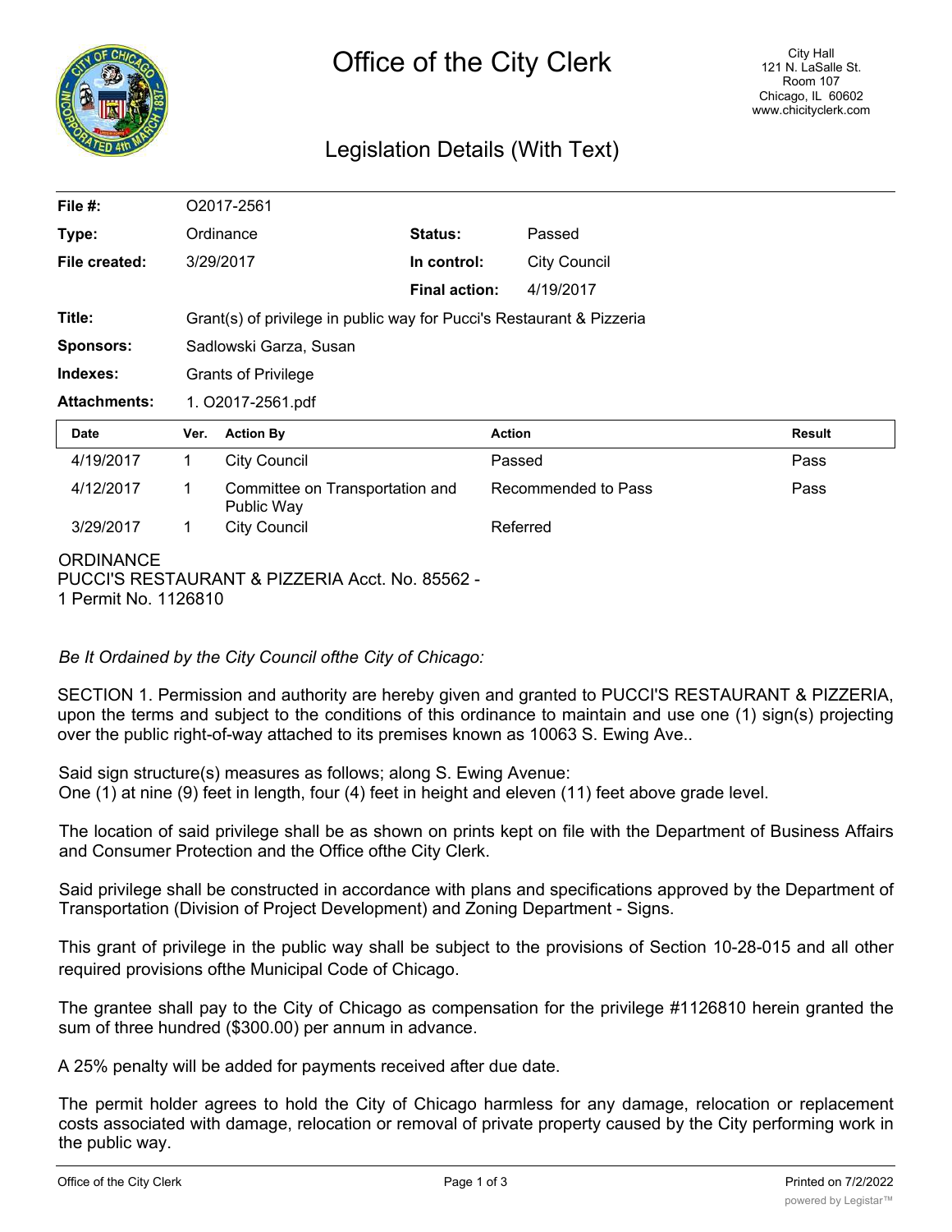# Office of the City Clerk

City Hall
121 N. LaSalle St.
Room 107
Chicago, IL 60602
www.chicityclerk.com

## Legislation Details (With Text)

| | | | |
|---|---|---|---|
| **File #:** | O2017-2561 | | |
| **Type:** | Ordinance | **Status:** | Passed |
| **File created:** | 3/29/2017 | **In control:** | City Council |
| | | **Final action:** | 4/19/2017 |
| **Title:** | Grant(s) of privilege in public way for Pucci's Restaurant & Pizzeria | | |
| **Sponsors:** | Sadlowski Garza, Susan | | |
| **Indexes:** | Grants of Privilege | | |
| **Attachments:** | 1. O2017-2561.pdf | | |

| Date | Ver. | Action By | Action | Result |
|---|---|---|---|---|
| 4/19/2017 | 1 | City Council | Passed | Pass |
| 4/12/2017 | 1 | Committee on Transportation and Public Way | Recommended to Pass | Pass |
| 3/29/2017 | 1 | City Council | Referred | |

ORDINANCE
PUCCI'S RESTAURANT & PIZZERIA Acct. No. 85562 - 1 Permit No. 1126810

*Be It Ordained by the City Council ofthe City of Chicago:*

SECTION 1. Permission and authority are hereby given and granted to PUCCI'S RESTAURANT & PIZZERIA, upon the terms and subject to the conditions of this ordinance to maintain and use one (1) sign(s) projecting over the public right-of-way attached to its premises known as 10063 S. Ewing Ave..

Said sign structure(s) measures as follows; along S. Ewing Avenue:
One (1) at nine (9) feet in length, four (4) feet in height and eleven (11) feet above grade level.

The location of said privilege shall be as shown on prints kept on file with the Department of Business Affairs and Consumer Protection and the Office ofthe City Clerk.

Said privilege shall be constructed in accordance with plans and specifications approved by the Department of Transportation (Division of Project Development) and Zoning Department - Signs.

This grant of privilege in the public way shall be subject to the provisions of Section 10-28-015 and all other required provisions ofthe Municipal Code of Chicago.

The grantee shall pay to the City of Chicago as compensation for the privilege #1126810 herein granted the sum of three hundred ($300.00) per annum in advance.

A 25% penalty will be added for payments received after due date.

The permit holder agrees to hold the City of Chicago harmless for any damage, relocation or replacement costs associated with damage, relocation or removal of private property caused by the City performing work in the public way.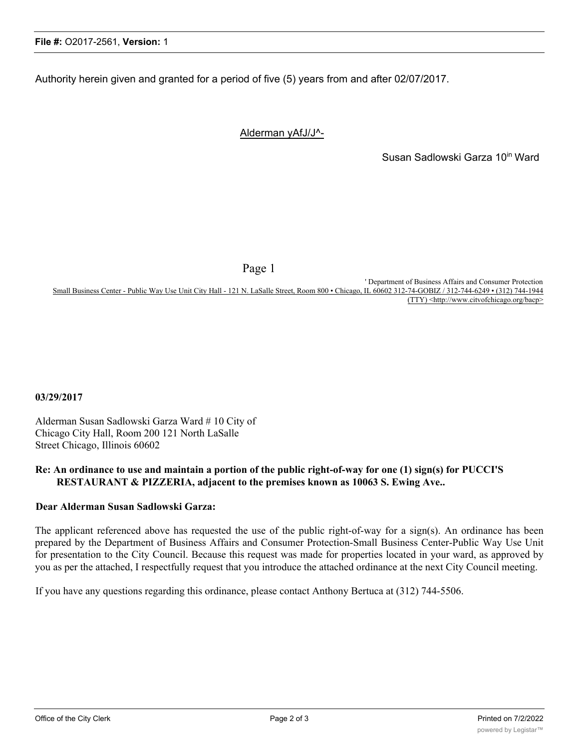Authority herein given and granted for a period of five (5) years from and after 02/07/2017.

Alderman yAfJ/J^-

Susan Sadlowski Garza 10[in] Ward

Page 1

' Department of Business Affairs and Consumer Protection
Small Business Center - Public Way Use Unit City Hall - 121 N. LaSalle Street, Room 800 • Chicago, IL 60602 312-74-GOBIZ / 312-744-6249 • (312) 744-1944 (TTY) <http://www.citvofchicago.org/bacp>

**03/29/2017**

Alderman Susan Sadlowski Garza Ward # 10 City of Chicago City Hall, Room 200 121 North LaSalle Street Chicago, Illinois 60602

**Re: An ordinance to use and maintain a portion of the public right-of-way for one (1) sign(s) for PUCCI'S RESTAURANT & PIZZERIA, adjacent to the premises known as 10063 S. Ewing Ave..**

**Dear Alderman Susan Sadlowski Garza:**

The applicant referenced above has requested the use of the public right-of-way for a sign(s). An ordinance has been prepared by the Department of Business Affairs and Consumer Protection-Small Business Center-Public Way Use Unit for presentation to the City Council. Because this request was made for properties located in your ward, as approved by you as per the attached, I respectfully request that you introduce the attached ordinance at the next City Council meeting.

If you have any questions regarding this ordinance, please contact Anthony Bertuca at (312) 744-5506.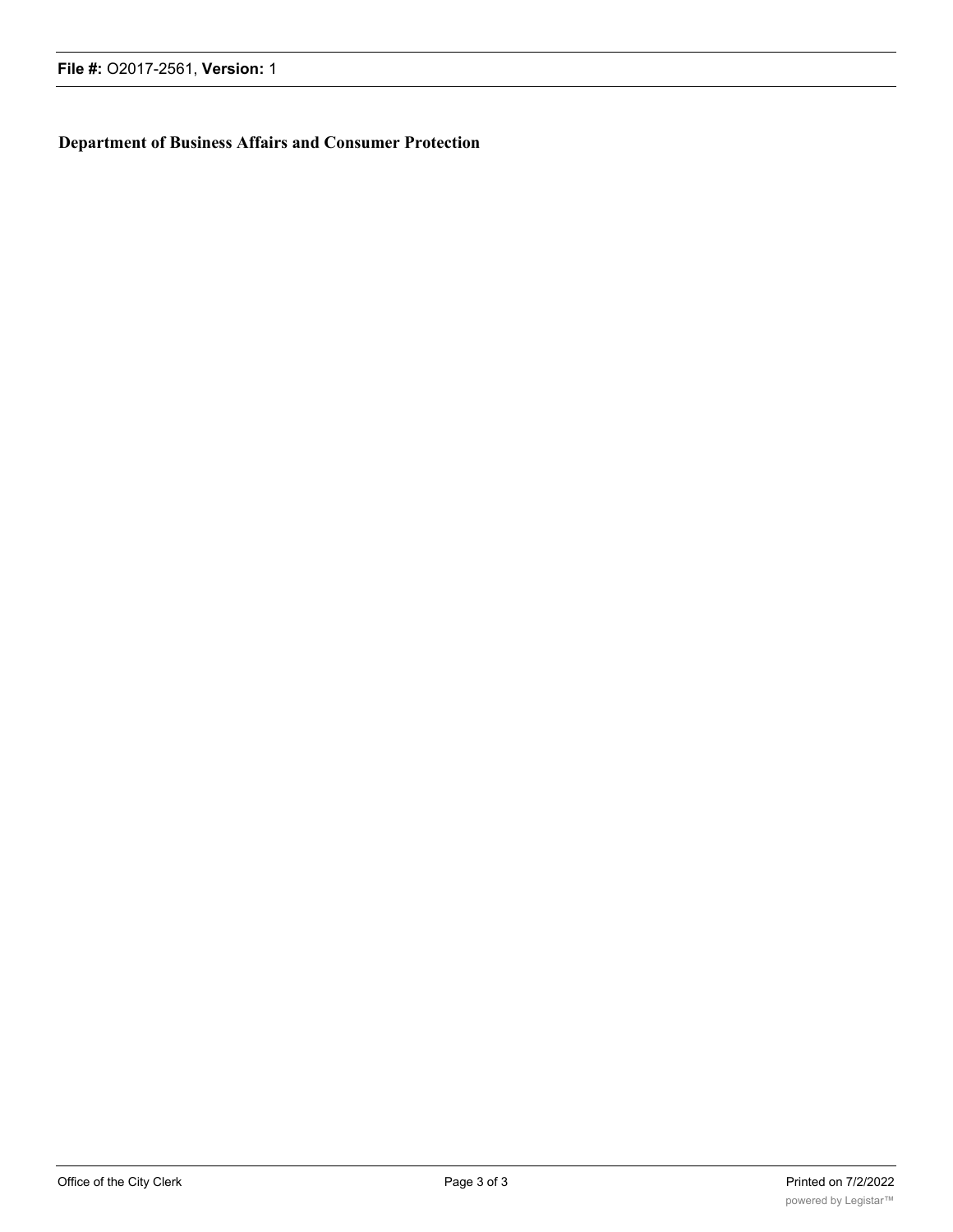**Department of Business Affairs and Consumer Protection**